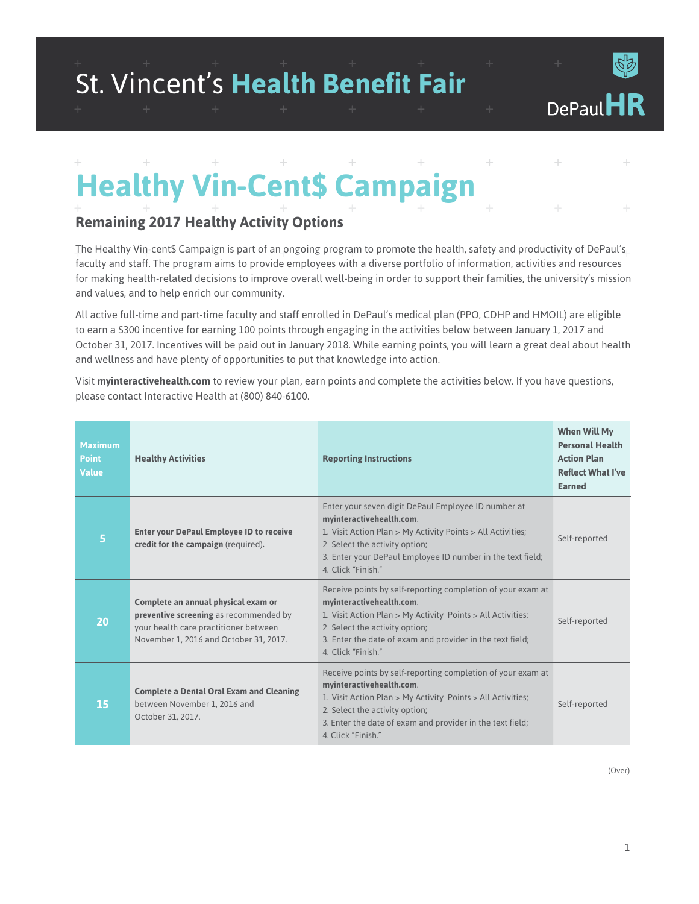St. Vincent's **Health Benefit Fair**

DePaul HR

# Healthy Vin-Cent$ Campaign

## Remaining 2017 Healthy Activity Options

The Healthy Vin-cent$ Campaign is part of an ongoing program to promote the health, safety and productivity of DePaul's faculty and staff. The program aims to provide employees with a diverse portfolio of information, activities and resources for making health-related decisions to improve overall well-being in order to support their families, the university's mission and values, and to help enrich our community.

All active full-time and part-time faculty and staff enrolled in DePaul's medical plan (PPO, CDHP and HMOIL) are eligible to earn a $300 incentive for earning 100 points through engaging in the activities below between January 1, 2017 and October 31, 2017. Incentives will be paid out in January 2018. While earning points, you will learn a great deal about health and wellness and have plenty of opportunities to put that knowledge into action.

Visit **myinteractivehealth.com** to review your plan, earn points and complete the activities below. If you have questions, please contact Interactive Health at (800) 840-6100.

| Maximum Point Value | Healthy Activities | Reporting Instructions | When Will My Personal Health Action Plan Reflect What I've Earned |
|---|---|---|---|
| 5 | **Enter your DePaul Employee ID to receive credit for the campaign** (required). | Enter your seven digit DePaul Employee ID number at **myinteractivehealth.com**.<br>1. Visit Action Plan > My Activity Points > All Activities;<br>2 Select the activity option;<br>3. Enter your DePaul Employee ID number in the text field;<br>4. Click "Finish." | Self-reported |
| 20 | **Complete an annual physical exam or preventive screening** as recommended by your health care practitioner between November 1, 2016 and October 31, 2017. | Receive points by self-reporting completion of your exam at **myinteractivehealth.com**.<br>1. Visit Action Plan > My Activity Points > All Activities;<br>2 Select the activity option;<br>3. Enter the date of exam and provider in the text field;<br>4. Click "Finish." | Self-reported |
| 15 | **Complete a Dental Oral Exam and Cleaning** between November 1, 2016 and October 31, 2017. | Receive points by self-reporting completion of your exam at **myinteractivehealth.com**.<br>1. Visit Action Plan > My Activity Points > All Activities;<br>2. Select the activity option;<br>3. Enter the date of exam and provider in the text field;<br>4. Click "Finish." | Self-reported |

(Over)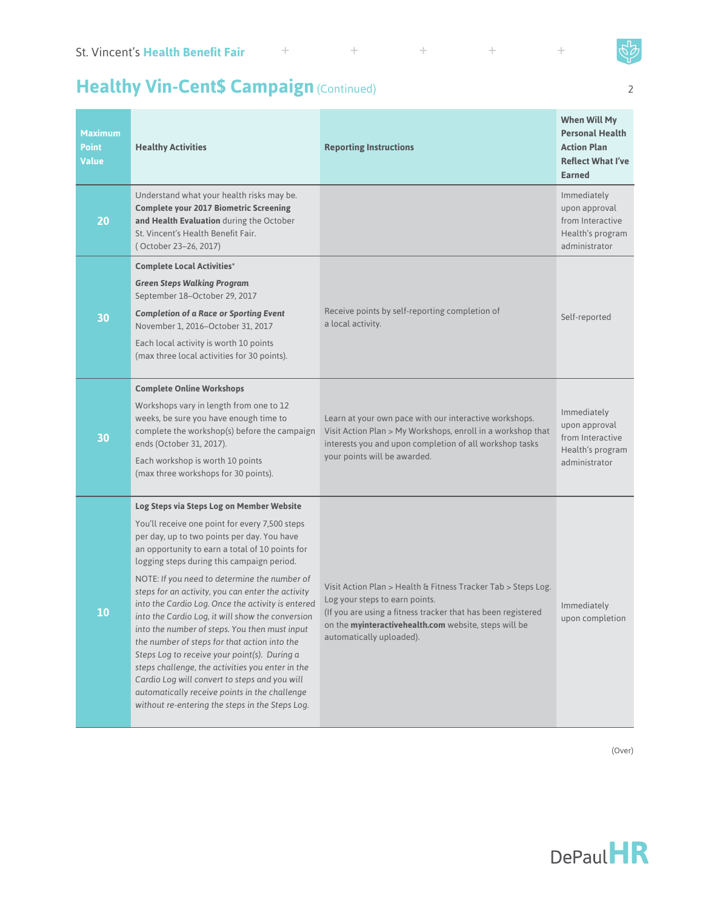# Healthy Vin-Cent$ Campaign (Continued)

| Maximum Point Value | Healthy Activities | Reporting Instructions | When Will My Personal Health Action Plan Reflect What I've Earned |
|---|---|---|---|
| 20 | Understand what your health risks may be. **Complete your 2017 Biometric Screening and Health Evaluation** during the October St. Vincent's Health Benefit Fair. ( October 23–26, 2017) | | Immediately upon approval from Interactive Health's program administrator |
| 30 | **Complete Local Activities*** <br> ***Green Steps Walking Program*** <br> September 18–October 29, 2017 <br> ***Completion of a Race or Sporting Event*** <br> November 1, 2016–October 31, 2017 <br> Each local activity is worth 10 points (max three local activities for 30 points). | Receive points by self-reporting completion of a local activity. | Self-reported |
| 30 | **Complete Online Workshops** <br> Workshops vary in length from one to 12 weeks, be sure you have enough time to complete the workshop(s) before the campaign ends (October 31, 2017). <br> Each workshop is worth 10 points (max three workshops for 30 points). | Learn at your own pace with our interactive workshops. Visit Action Plan > My Workshops, enroll in a workshop that interests you and upon completion of all workshop tasks your points will be awarded. | Immediately upon approval from Interactive Health's program administrator |
| 10 | **Log Steps via Steps Log on Member Website** <br> You'll receive one point for every 7,500 steps per day, up to two points per day. You have an opportunity to earn a total of 10 points for logging steps during this campaign period. <br> NOTE: *If you need to determine the number of steps for an activity, you can enter the activity into the Cardio Log. Once the activity is entered into the Cardio Log, it will show the conversion into the number of steps. You then must input the number of steps for that action into the Steps Log to receive your point(s). During a steps challenge, the activities you enter in the Cardio Log will convert to steps and you will automatically receive points in the challenge without re-entering the steps in the Steps Log.* | Visit Action Plan > Health & Fitness Tracker Tab > Steps Log. Log your steps to earn points. (If you are using a fitness tracker that has been registered on the **myinteractivehealth.com** website, steps will be automatically uploaded). | Immediately upon completion |

(Over)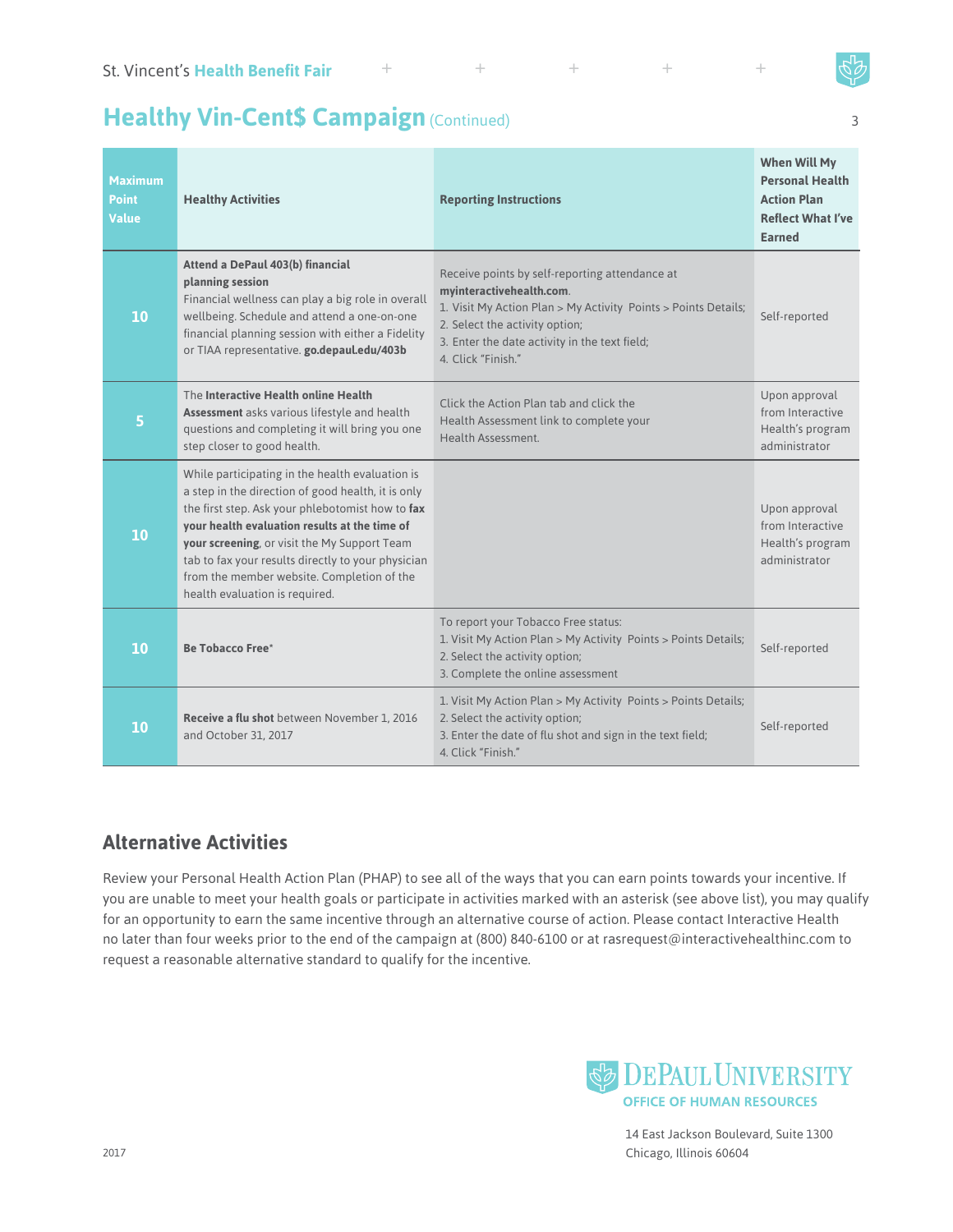## Healthy Vin-Cent$ Campaign (Continued)

| Maximum Point Value | Healthy Activities | Reporting Instructions | When Will My Personal Health Action Plan Reflect What I've Earned |
|---|---|---|---|
| 10 | **Attend a DePaul 403(b) financial planning session** Financial wellness can play a big role in overall wellbeing. Schedule and attend a one-on-one financial planning session with either a Fidelity or TIAA representative. **go.depaul.edu/403b** | Receive points by self-reporting attendance at **myinteractivehealth.com**. 1. Visit My Action Plan > My Activity Points > Points Details; 2. Select the activity option; 3. Enter the date activity in the text field; 4. Click "Finish." | Self-reported |
| 5 | The **Interactive Health online Health Assessment** asks various lifestyle and health questions and completing it will bring you one step closer to good health. | Click the Action Plan tab and click the Health Assessment link to complete your Health Assessment. | Upon approval from Interactive Health's program administrator |
| 10 | While participating in the health evaluation is a step in the direction of good health, it is only the first step. Ask your phlebotomist how to **fax your health evaluation results at the time of your screening**, or visit the My Support Team tab to fax your results directly to your physician from the member website. Completion of the health evaluation is required. | | Upon approval from Interactive Health's program administrator |
| 10 | **Be Tobacco Free*** | To report your Tobacco Free status: 1. Visit My Action Plan > My Activity Points > Points Details; 2. Select the activity option; 3. Complete the online assessment | Self-reported |
| 10 | **Receive a flu shot** between November 1, 2016 and October 31, 2017 | 1. Visit My Action Plan > My Activity Points > Points Details; 2. Select the activity option; 3. Enter the date of flu shot and sign in the text field; 4. Click "Finish." | Self-reported |

## Alternative Activities

Review your Personal Health Action Plan (PHAP) to see all of the ways that you can earn points towards your incentive. If you are unable to meet your health goals or participate in activities marked with an asterisk (see above list), you may qualify for an opportunity to earn the same incentive through an alternative course of action. Please contact Interactive Health no later than four weeks prior to the end of the campaign at (800) 840-6100 or at rasrequest@interactivehealthinc.com to request a reasonable alternative standard to qualify for the incentive.

DePaul University
Office of Human Resources

14 East Jackson Boulevard, Suite 1300
Chicago, Illinois 60604

2017